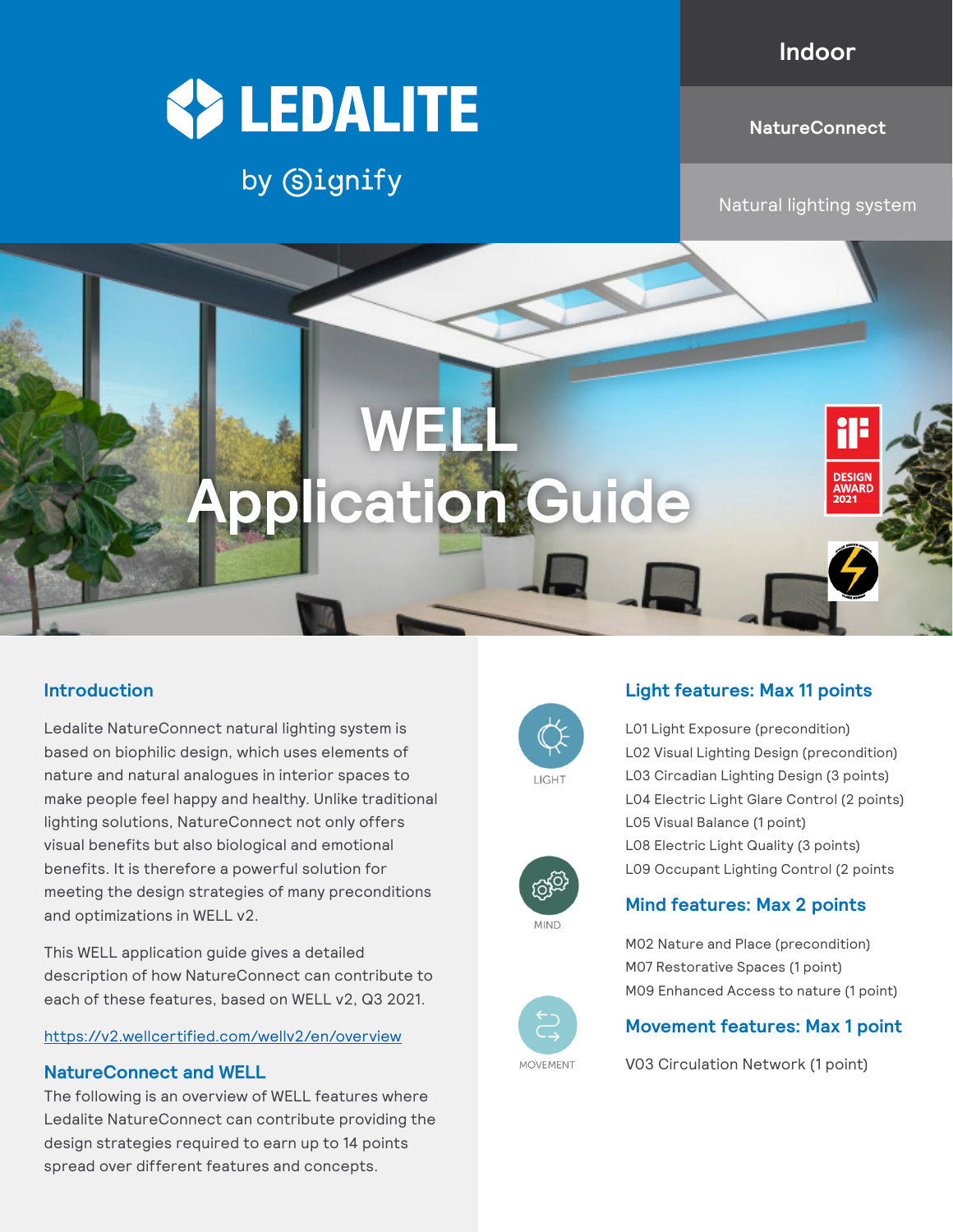LEDALITE by signify

Indoor

NatureConnect

Natural lighting system

# WELL Application Guide

DESIGN AWARD 2021

## Introduction

Ledalite NatureConnect natural lighting system is based on biophilic design, which uses elements of nature and natural analogues in interior spaces to make people feel happy and healthy. Unlike traditional lighting solutions, NatureConnect not only offers visual benefits but also biological and emotional benefits. It is therefore a powerful solution for meeting the design strategies of many preconditions and optimizations in WELL v2.

This WELL application guide gives a detailed description of how NatureConnect can contribute to each of these features, based on WELL v2, Q3 2021.

https://v2.wellcertified.com/wellv2/en/overview

## NatureConnect and WELL

The following is an overview of WELL features where Ledalite NatureConnect can contribute providing the design strategies required to earn up to 14 points spread over different features and concepts.

LIGHT

### Light features: Max 11 points

- L01 Light Exposure (precondition)
- L02 Visual Lighting Design (precondition)
- L03 Circadian Lighting Design (3 points)
- L04 Electric Light Glare Control (2 points)
- L05 Visual Balance (1 point)
- L08 Electric Light Quality (3 points)
- L09 Occupant Lighting Control (2 points

MIND

### Mind features: Max 2 points

- M02 Nature and Place (precondition)
- M07 Restorative Spaces (1 point)
- M09 Enhanced Access to nature (1 point)

MOVEMENT

### Movement features: Max 1 point

- V03 Circulation Network (1 point)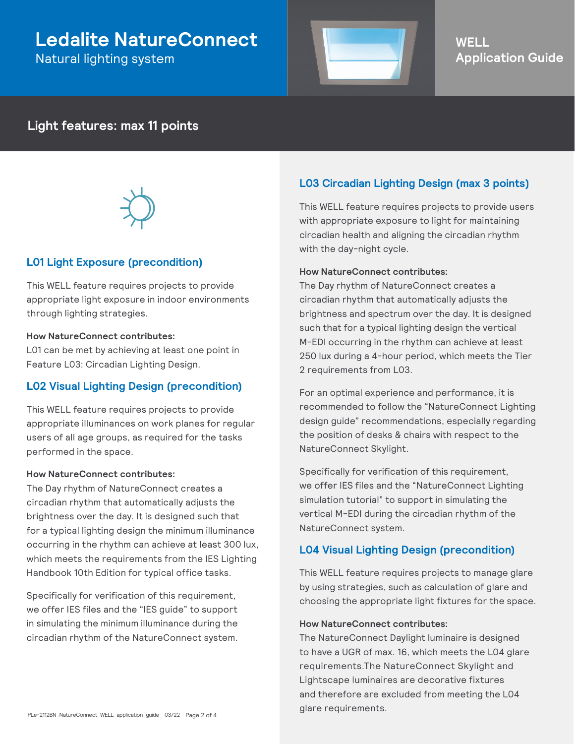# Ledalite NatureConnect

Natural lighting system

WELL Application Guide

## Light features: max 11 points

### L01 Light Exposure (precondition)

This WELL feature requires projects to provide appropriate light exposure in indoor environments through lighting strategies.

**How NatureConnect contributes:**
L01 can be met by achieving at least one point in Feature L03: Circadian Lighting Design.

### L02 Visual Lighting Design (precondition)

This WELL feature requires projects to provide appropriate illuminances on work planes for regular users of all age groups, as required for the tasks performed in the space.

**How NatureConnect contributes:**
The Day rhythm of NatureConnect creates a circadian rhythm that automatically adjusts the brightness over the day. It is designed such that for a typical lighting design the minimum illuminance occurring in the rhythm can achieve at least 300 lux, which meets the requirements from the IES Lighting Handbook 10th Edition for typical office tasks.

Specifically for verification of this requirement, we offer IES files and the "IES guide" to support in simulating the minimum illuminance during the circadian rhythm of the NatureConnect system.

### L03 Circadian Lighting Design (max 3 points)

This WELL feature requires projects to provide users with appropriate exposure to light for maintaining circadian health and aligning the circadian rhythm with the day-night cycle.

**How NatureConnect contributes:**
The Day rhythm of NatureConnect creates a circadian rhythm that automatically adjusts the brightness and spectrum over the day. It is designed such that for a typical lighting design the vertical M-EDI occurring in the rhythm can achieve at least 250 lux during a 4-hour period, which meets the Tier 2 requirements from L03.

For an optimal experience and performance, it is recommended to follow the "NatureConnect Lighting design guide" recommendations, especially regarding the position of desks & chairs with respect to the NatureConnect Skylight.

Specifically for verification of this requirement, we offer IES files and the "NatureConnect Lighting simulation tutorial" to support in simulating the vertical M-EDI during the circadian rhythm of the NatureConnect system.

### L04 Visual Lighting Design (precondition)

This WELL feature requires projects to manage glare by using strategies, such as calculation of glare and choosing the appropriate light fixtures for the space.

**How NatureConnect contributes:**
The NatureConnect Daylight luminaire is designed to have a UGR of max. 16, which meets the L04 glare requirements.The NatureConnect Skylight and Lightscape luminaires are decorative fixtures and therefore are excluded from meeting the L04 glare requirements.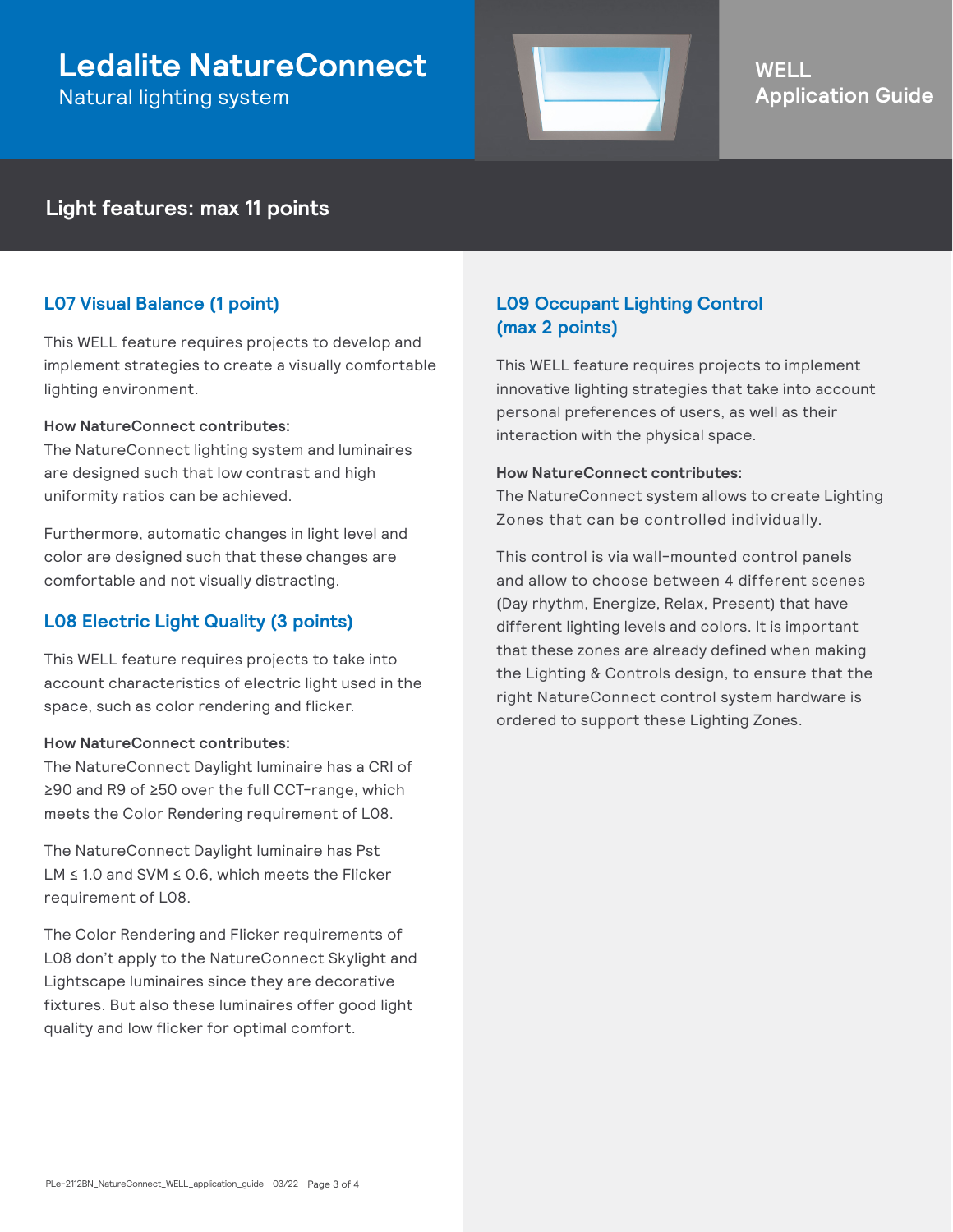# Ledalite NatureConnect

Natural lighting system

**WELL Application Guide**

## Light features: max 11 points

### L07 Visual Balance (1 point)

This WELL feature requires projects to develop and implement strategies to create a visually comfortable lighting environment.

**How NatureConnect contributes:**
The NatureConnect lighting system and luminaires are designed such that low contrast and high uniformity ratios can be achieved.

Furthermore, automatic changes in light level and color are designed such that these changes are comfortable and not visually distracting.

### L08 Electric Light Quality (3 points)

This WELL feature requires projects to take into account characteristics of electric light used in the space, such as color rendering and flicker.

**How NatureConnect contributes:**
The NatureConnect Daylight luminaire has a CRI of ≥90 and R9 of ≥50 over the full CCT-range, which meets the Color Rendering requirement of L08.

The NatureConnect Daylight luminaire has Pst LM ≤ 1.0 and SVM ≤ 0.6, which meets the Flicker requirement of L08.

The Color Rendering and Flicker requirements of L08 don't apply to the NatureConnect Skylight and Lightscape luminaires since they are decorative fixtures. But also these luminaires offer good light quality and low flicker for optimal comfort.

### L09 Occupant Lighting Control (max 2 points)

This WELL feature requires projects to implement innovative lighting strategies that take into account personal preferences of users, as well as their interaction with the physical space.

**How NatureConnect contributes:**
The NatureConnect system allows to create Lighting Zones that can be controlled individually.

This control is via wall-mounted control panels and allow to choose between 4 different scenes (Day rhythm, Energize, Relax, Present) that have different lighting levels and colors. It is important that these zones are already defined when making the Lighting & Controls design, to ensure that the right NatureConnect control system hardware is ordered to support these Lighting Zones.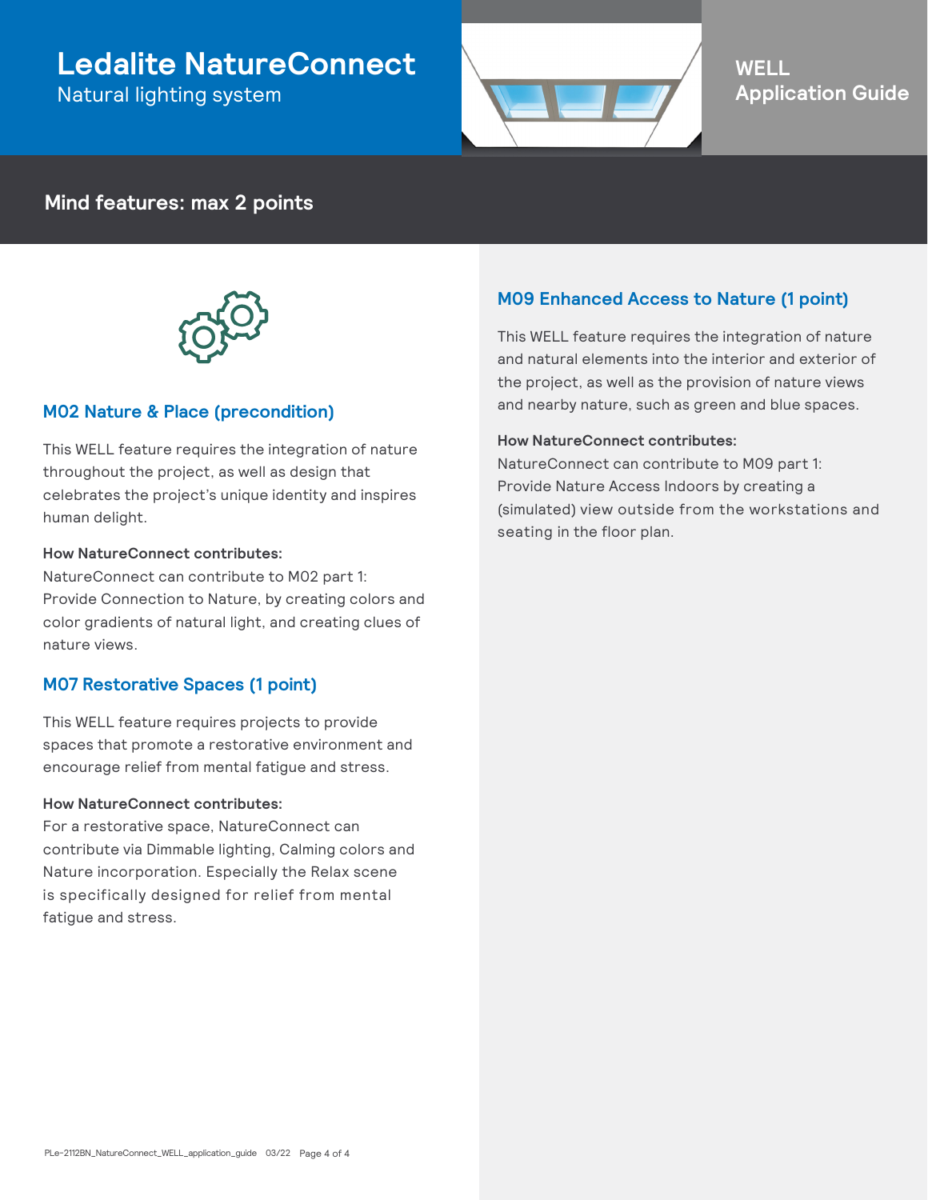# Ledalite NatureConnect

Natural lighting system

**WELL Application Guide**

## Mind features: max 2 points

### M02 Nature & Place (precondition)

This WELL feature requires the integration of nature throughout the project, as well as design that celebrates the project's unique identity and inspires human delight.

**How NatureConnect contributes:**
NatureConnect can contribute to M02 part 1: Provide Connection to Nature, by creating colors and color gradients of natural light, and creating clues of nature views.

### M07 Restorative Spaces (1 point)

This WELL feature requires projects to provide spaces that promote a restorative environment and encourage relief from mental fatigue and stress.

**How NatureConnect contributes:**
For a restorative space, NatureConnect can contribute via Dimmable lighting, Calming colors and Nature incorporation. Especially the Relax scene is specifically designed for relief from mental fatigue and stress.

### M09 Enhanced Access to Nature (1 point)

This WELL feature requires the integration of nature and natural elements into the interior and exterior of the project, as well as the provision of nature views and nearby nature, such as green and blue spaces.

**How NatureConnect contributes:**
NatureConnect can contribute to M09 part 1: Provide Nature Access Indoors by creating a (simulated) view outside from the workstations and seating in the floor plan.

PLe-2112BN_NatureConnect_WELL_application_guide 03/22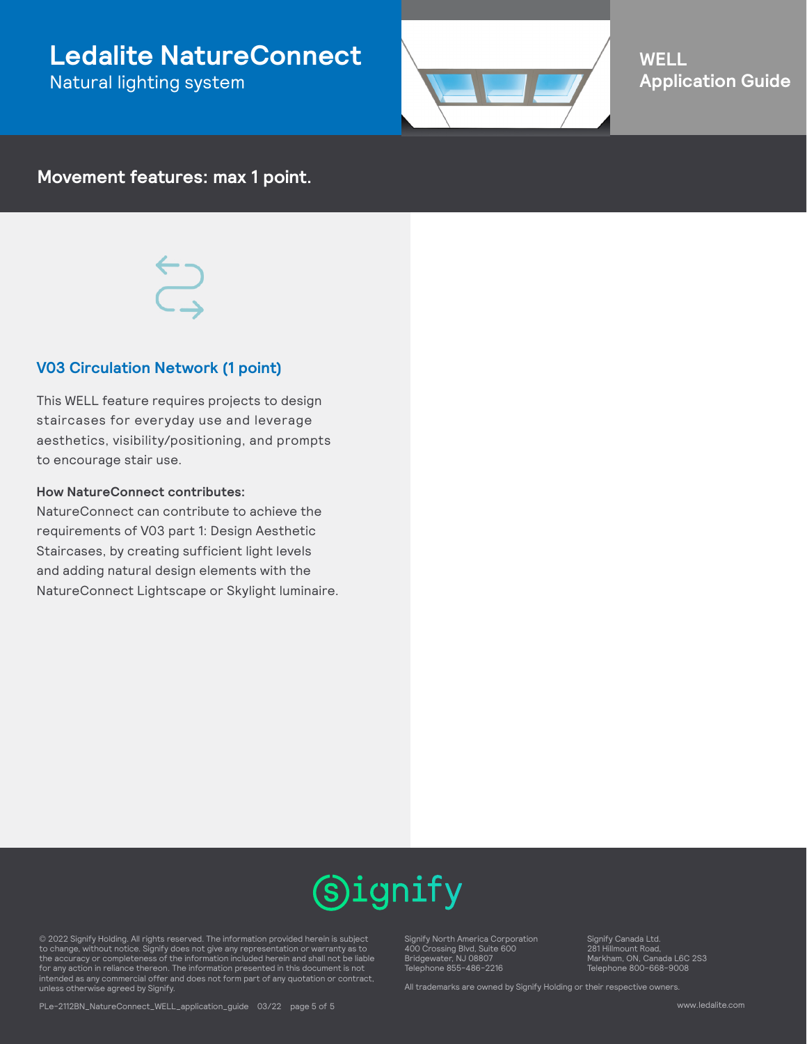## Movement features: max 1 point.

### V03 Circulation Network (1 point)

This WELL feature requires projects to design staircases for everyday use and leverage aesthetics, visibility/positioning, and prompts to encourage stair use.

**How NatureConnect contributes:**
NatureConnect can contribute to achieve the requirements of V03 part 1: Design Aesthetic Staircases, by creating sufficient light levels and adding natural design elements with the NatureConnect Lightscape or Skylight luminaire.

© 2022 Signify Holding. All rights reserved. The information provided herein is subject to change, without notice. Signify does not give any representation or warranty as to the accuracy or completeness of the information included herein and shall not be liable for any action in reliance thereon. The information presented in this document is not intended as any commercial offer and does not form part of any quotation or contract, unless otherwise agreed by Signify.

Signify North America Corporation
400 Crossing Blvd, Suite 600
Bridgewater, NJ 08807
Telephone 855-486-2216

Signify Canada Ltd.
281 Hillmount Road,
Markham, ON, Canada L6C 2S3
Telephone 800-668-9008

All trademarks are owned by Signify Holding or their respective owners.

PLe-2112BN_NatureConnect_WELL_application_guide 03/22

www.ledalite.com